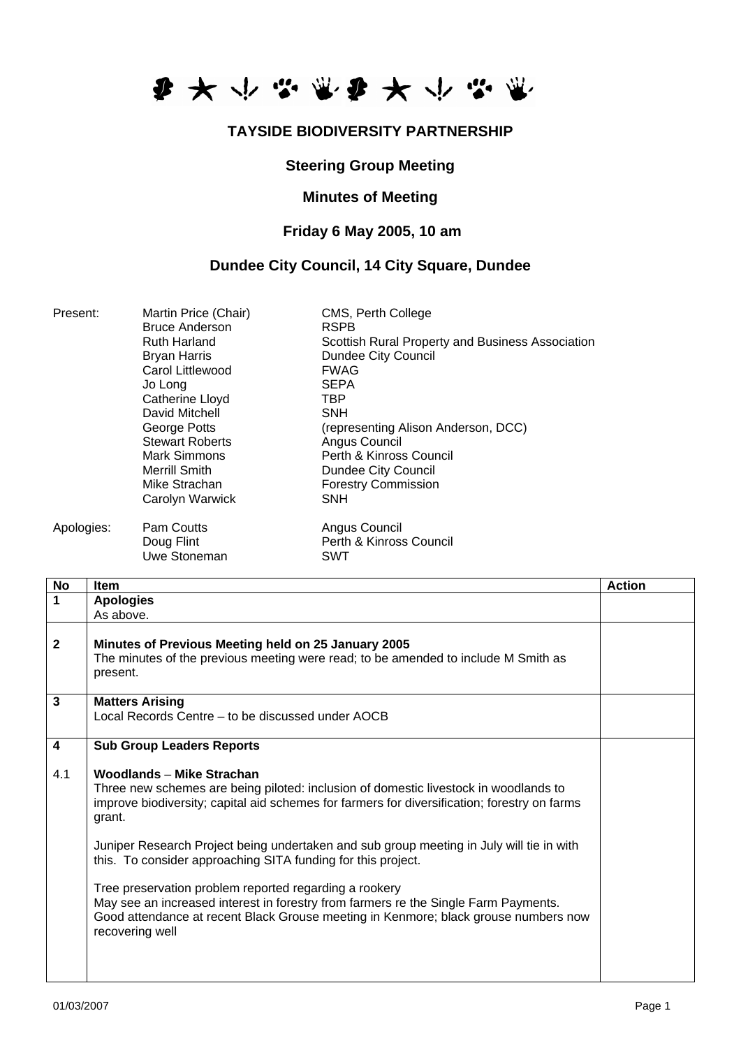# TAYSIDE BIODIVERSITY PARTNERSHIP

## Steering Group Meeting

## Minutes of Meeting

### Friday 6 May 2005, 10 am

### Dundee City Council, 14 City Square, Dundee

| | | |
|---|---|---|
| Present: | Martin Price (Chair) | CMS, Perth College |
| | Bruce Anderson | RSPB |
| | Ruth Harland | Scottish Rural Property and Business Association |
| | Bryan Harris | Dundee City Council |
| | Carol Littlewood | FWAG |
| | Jo Long | SEPA |
| | Catherine Lloyd | TBP |
| | David Mitchell | SNH |
| | George Potts | (representing Alison Anderson, DCC) |
| | Stewart Roberts | Angus Council |
| | Mark Simmons | Perth & Kinross Council |
| | Merrill Smith | Dundee City Council |
| | Mike Strachan | Forestry Commission |
| | Carolyn Warwick | SNH |
| Apologies: | Pam Coutts | Angus Council |
| | Doug Flint | Perth & Kinross Council |
| | Uwe Stoneman | SWT |

| No | Item | Action |
|---|---|---|
| 1 | **Apologies**<br>As above. | |
| 2 | **Minutes of Previous Meeting held on 25 January 2005**<br>The minutes of the previous meeting were read; to be amended to include M Smith as present. | |
| 3 | **Matters Arising**<br>Local Records Centre – to be discussed under AOCB | |
| 4 | **Sub Group Leaders Reports** | |
| 4.1 | **Woodlands – Mike Strachan**<br>Three new schemes are being piloted: inclusion of domestic livestock in woodlands to improve biodiversity; capital aid schemes for farmers for diversification; forestry on farms grant.<br><br>Juniper Research Project being undertaken and sub group meeting in July will tie in with this. To consider approaching SITA funding for this project.<br><br>Tree preservation problem reported regarding a rookery<br>May see an increased interest in forestry from farmers re the Single Farm Payments.<br>Good attendance at recent Black Grouse meeting in Kenmore; black grouse numbers now recovering well | |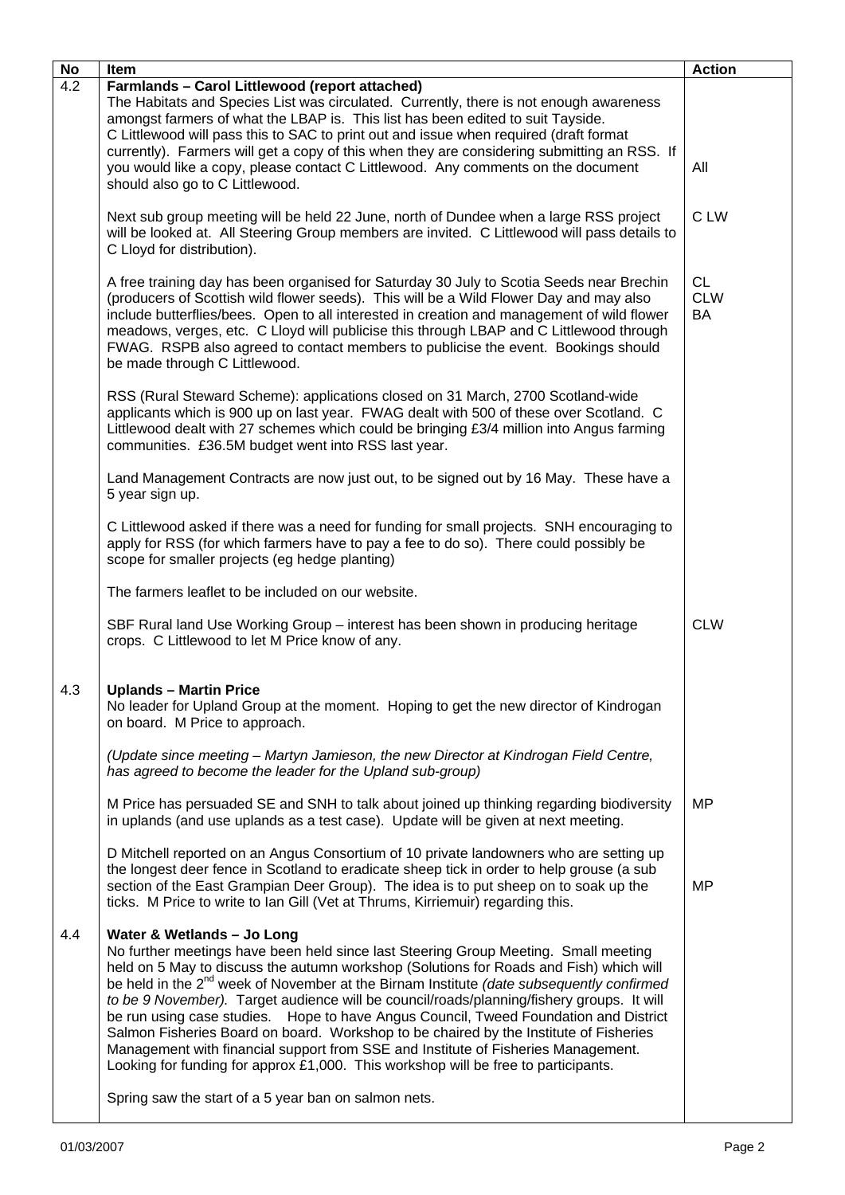| No | Item | Action |
|---|---|---|
| 4.2 | **Farmlands – Carol Littlewood (report attached)**<br>The Habitats and Species List was circulated. Currently, there is not enough awareness amongst farmers of what the LBAP is. This list has been edited to suit Tayside. C Littlewood will pass this to SAC to print out and issue when required (draft format currently). Farmers will get a copy of this when they are considering submitting an RSS. If you would like a copy, please contact C Littlewood. Any comments on the document should also go to C Littlewood. | All |
| | Next sub group meeting will be held 22 June, north of Dundee when a large RSS project will be looked at. All Steering Group members are invited. C Littlewood will pass details to C Lloyd for distribution). | C LW |
| | A free training day has been organised for Saturday 30 July to Scotia Seeds near Brechin (producers of Scottish wild flower seeds). This will be a Wild Flower Day and may also include butterflies/bees. Open to all interested in creation and management of wild flower meadows, verges, etc. C Lloyd will publicise this through LBAP and C Littlewood through FWAG. RSPB also agreed to contact members to publicise the event. Bookings should be made through C Littlewood. | CL<br>CLW<br>BA |
| | RSS (Rural Steward Scheme): applications closed on 31 March, 2700 Scotland-wide applicants which is 900 up on last year. FWAG dealt with 500 of these over Scotland. C Littlewood dealt with 27 schemes which could be bringing £3/4 million into Angus farming communities. £36.5M budget went into RSS last year. | |
| | Land Management Contracts are now just out, to be signed out by 16 May. These have a 5 year sign up. | |
| | C Littlewood asked if there was a need for funding for small projects. SNH encouraging to apply for RSS (for which farmers have to pay a fee to do so). There could possibly be scope for smaller projects (eg hedge planting) | |
| | The farmers leaflet to be included on our website. | |
| | SBF Rural land Use Working Group – interest has been shown in producing heritage crops. C Littlewood to let M Price know of any. | CLW |
| 4.3 | **Uplands – Martin Price**<br>No leader for Upland Group at the moment. Hoping to get the new director of Kindrogan on board. M Price to approach. | |
| | *(Update since meeting – Martyn Jamieson, the new Director at Kindrogan Field Centre, has agreed to become the leader for the Upland sub-group)* | |
| | M Price has persuaded SE and SNH to talk about joined up thinking regarding biodiversity in uplands (and use uplands as a test case). Update will be given at next meeting. | MP |
| | D Mitchell reported on an Angus Consortium of 10 private landowners who are setting up the longest deer fence in Scotland to eradicate sheep tick in order to help grouse (a sub section of the East Grampian Deer Group). The idea is to put sheep on to soak up the ticks. M Price to write to Ian Gill (Vet at Thrums, Kirriemuir) regarding this. | MP |
| 4.4 | **Water & Wetlands – Jo Long**<br>No further meetings have been held since last Steering Group Meeting. Small meeting held on 5 May to discuss the autumn workshop (Solutions for Roads and Fish) which will be held in the 2nd week of November at the Birnam Institute *(date subsequently confirmed to be 9 November)*. Target audience will be council/roads/planning/fishery groups. It will be run using case studies. Hope to have Angus Council, Tweed Foundation and District Salmon Fisheries Board on board. Workshop to be chaired by the Institute of Fisheries Management with financial support from SSE and Institute of Fisheries Management. Looking for funding for approx £1,000. This workshop will be free to participants. | |
| | Spring saw the start of a 5 year ban on salmon nets. | |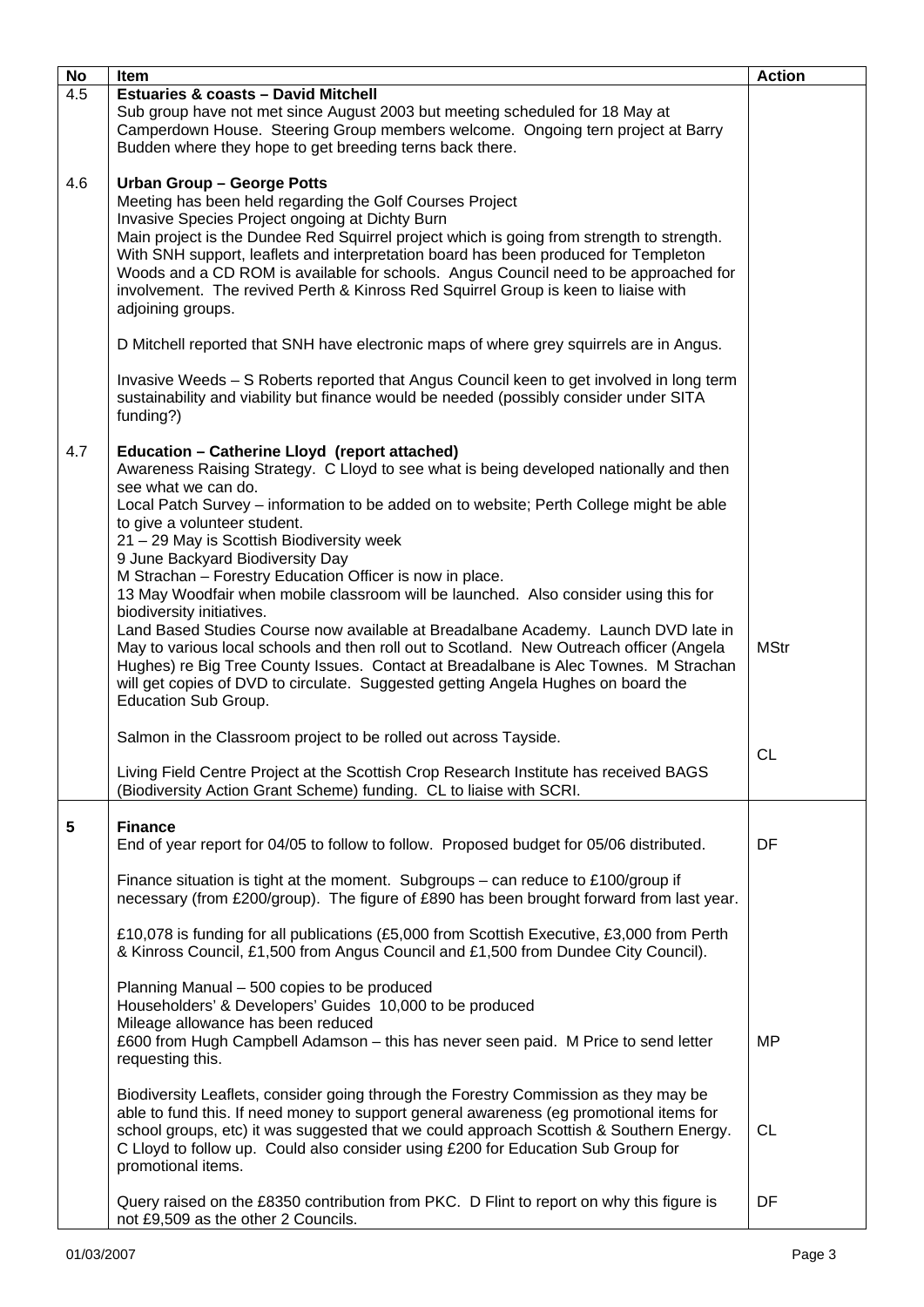| No | Item | Action |
|---|---|---|
| 4.5 | **Estuaries & coasts – David Mitchell**<br>Sub group have not met since August 2003 but meeting scheduled for 18 May at Camperdown House. Steering Group members welcome. Ongoing tern project at Barry Budden where they hope to get breeding terns back there. | |
| 4.6 | **Urban Group – George Potts**<br>Meeting has been held regarding the Golf Courses Project<br>Invasive Species Project ongoing at Dichty Burn<br>Main project is the Dundee Red Squirrel project which is going from strength to strength. With SNH support, leaflets and interpretation board has been produced for Templeton Woods and a CD ROM is available for schools. Angus Council need to be approached for involvement. The revived Perth & Kinross Red Squirrel Group is keen to liaise with adjoining groups.<br><br>D Mitchell reported that SNH have electronic maps of where grey squirrels are in Angus.<br><br>Invasive Weeds – S Roberts reported that Angus Council keen to get involved in long term sustainability and viability but finance would be needed (possibly consider under SITA funding?) | |
| 4.7 | **Education – Catherine Lloyd (report attached)**<br>Awareness Raising Strategy. C Lloyd to see what is being developed nationally and then see what we can do.<br>Local Patch Survey – information to be added on to website; Perth College might be able to give a volunteer student.<br>21 – 29 May is Scottish Biodiversity week<br>9 June Backyard Biodiversity Day<br>M Strachan – Forestry Education Officer is now in place.<br>13 May Woodfair when mobile classroom will be launched. Also consider using this for biodiversity initiatives.<br>Land Based Studies Course now available at Breadalbane Academy. Launch DVD late in May to various local schools and then roll out to Scotland. New Outreach officer (Angela Hughes) re Big Tree County Issues. Contact at Breadalbane is Alec Townes. M Strachan will get copies of DVD to circulate. Suggested getting Angela Hughes on board the Education Sub Group.<br><br>Salmon in the Classroom project to be rolled out across Tayside.<br><br>Living Field Centre Project at the Scottish Crop Research Institute has received BAGS (Biodiversity Action Grant Scheme) funding. CL to liaise with SCRI. | MStr<br><br>CL |
| **5** | **Finance**<br>End of year report for 04/05 to follow to follow. Proposed budget for 05/06 distributed.<br><br>Finance situation is tight at the moment. Subgroups – can reduce to £100/group if necessary (from £200/group). The figure of £890 has been brought forward from last year.<br><br>£10,078 is funding for all publications (£5,000 from Scottish Executive, £3,000 from Perth & Kinross Council, £1,500 from Angus Council and £1,500 from Dundee City Council).<br><br>Planning Manual – 500 copies to be produced<br>Householders' & Developers' Guides 10,000 to be produced<br>Mileage allowance has been reduced<br>£600 from Hugh Campbell Adamson – this has never seen paid. M Price to send letter requesting this.<br><br>Biodiversity Leaflets, consider going through the Forestry Commission as they may be able to fund this. If need money to support general awareness (eg promotional items for school groups, etc) it was suggested that we could approach Scottish & Southern Energy. C Lloyd to follow up. Could also consider using £200 for Education Sub Group for promotional items.<br><br>Query raised on the £8350 contribution from PKC. D Flint to report on why this figure is not £9,509 as the other 2 Councils. | DF<br><br>MP<br><br>CL<br><br>DF |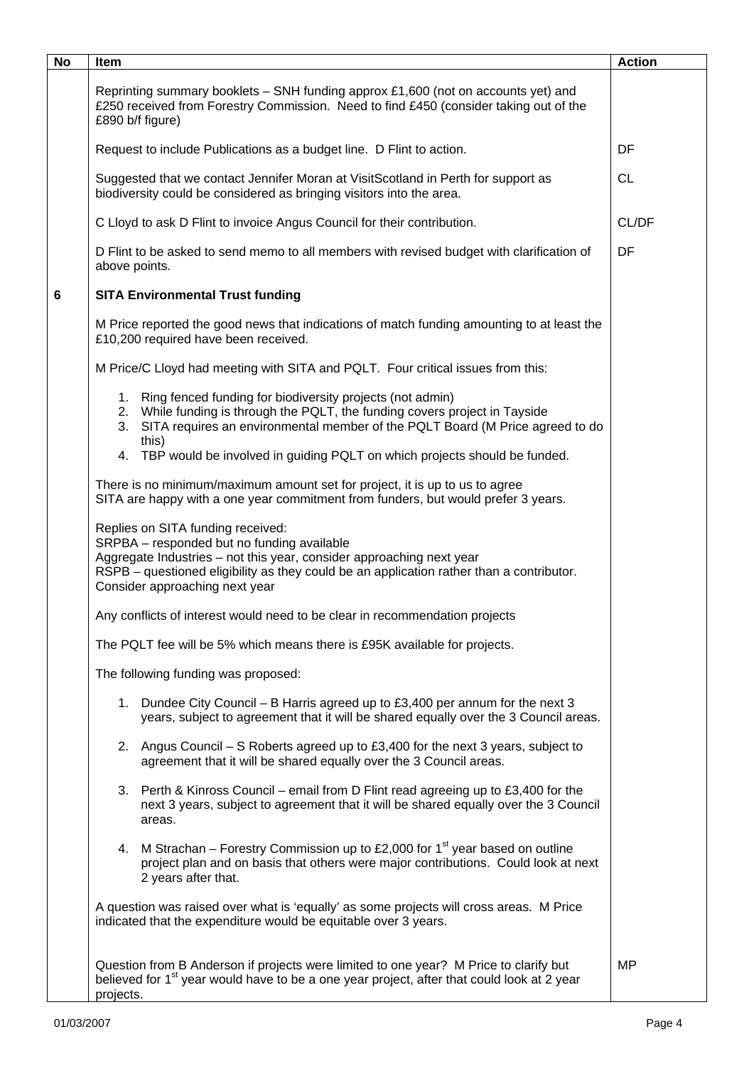| No | Item | Action |
| --- | --- | --- |
| | Reprinting summary booklets – SNH funding approx £1,600 (not on accounts yet) and £250 received from Forestry Commission. Need to find £450 (consider taking out of the £890 b/f figure) | |
| | Request to include Publications as a budget line. D Flint to action. | DF |
| | Suggested that we contact Jennifer Moran at VisitScotland in Perth for support as biodiversity could be considered as bringing visitors into the area. | CL |
| | C Lloyd to ask D Flint to invoice Angus Council for their contribution. | CL/DF |
| | D Flint to be asked to send memo to all members with revised budget with clarification of above points. | DF |
| **6** | **SITA Environmental Trust funding** | |
| | M Price reported the good news that indications of match funding amounting to at least the £10,200 required have been received. | |
| | M Price/C Lloyd had meeting with SITA and PQLT. Four critical issues from this:<br>1. Ring fenced funding for biodiversity projects (not admin)<br>2. While funding is through the PQLT, the funding covers project in Tayside<br>3. SITA requires an environmental member of the PQLT Board (M Price agreed to do this)<br>4. TBP would be involved in guiding PQLT on which projects should be funded. | |
| | There is no minimum/maximum amount set for project, it is up to us to agree<br>SITA are happy with a one year commitment from funders, but would prefer 3 years. | |
| | Replies on SITA funding received:<br>SRPBA – responded but no funding available<br>Aggregate Industries – not this year, consider approaching next year<br>RSPB – questioned eligibility as they could be an application rather than a contributor. Consider approaching next year | |
| | Any conflicts of interest would need to be clear in recommendation projects | |
| | The PQLT fee will be 5% which means there is £95K available for projects. | |
| | The following funding was proposed:<br>1. Dundee City Council – B Harris agreed up to £3,400 per annum for the next 3 years, subject to agreement that it will be shared equally over the 3 Council areas.<br>2. Angus Council – S Roberts agreed up to £3,400 for the next 3 years, subject to agreement that it will be shared equally over the 3 Council areas.<br>3. Perth & Kinross Council – email from D Flint read agreeing up to £3,400 for the next 3 years, subject to agreement that it will be shared equally over the 3 Council areas.<br>4. M Strachan – Forestry Commission up to £2,000 for 1st year based on outline project plan and on basis that others were major contributions. Could look at next 2 years after that. | |
| | A question was raised over what is 'equally' as some projects will cross areas. M Price indicated that the expenditure would be equitable over 3 years. | |
| | Question from B Anderson if projects were limited to one year? M Price to clarify but believed for 1st year would have to be a one year project, after that could look at 2 year projects. | MP |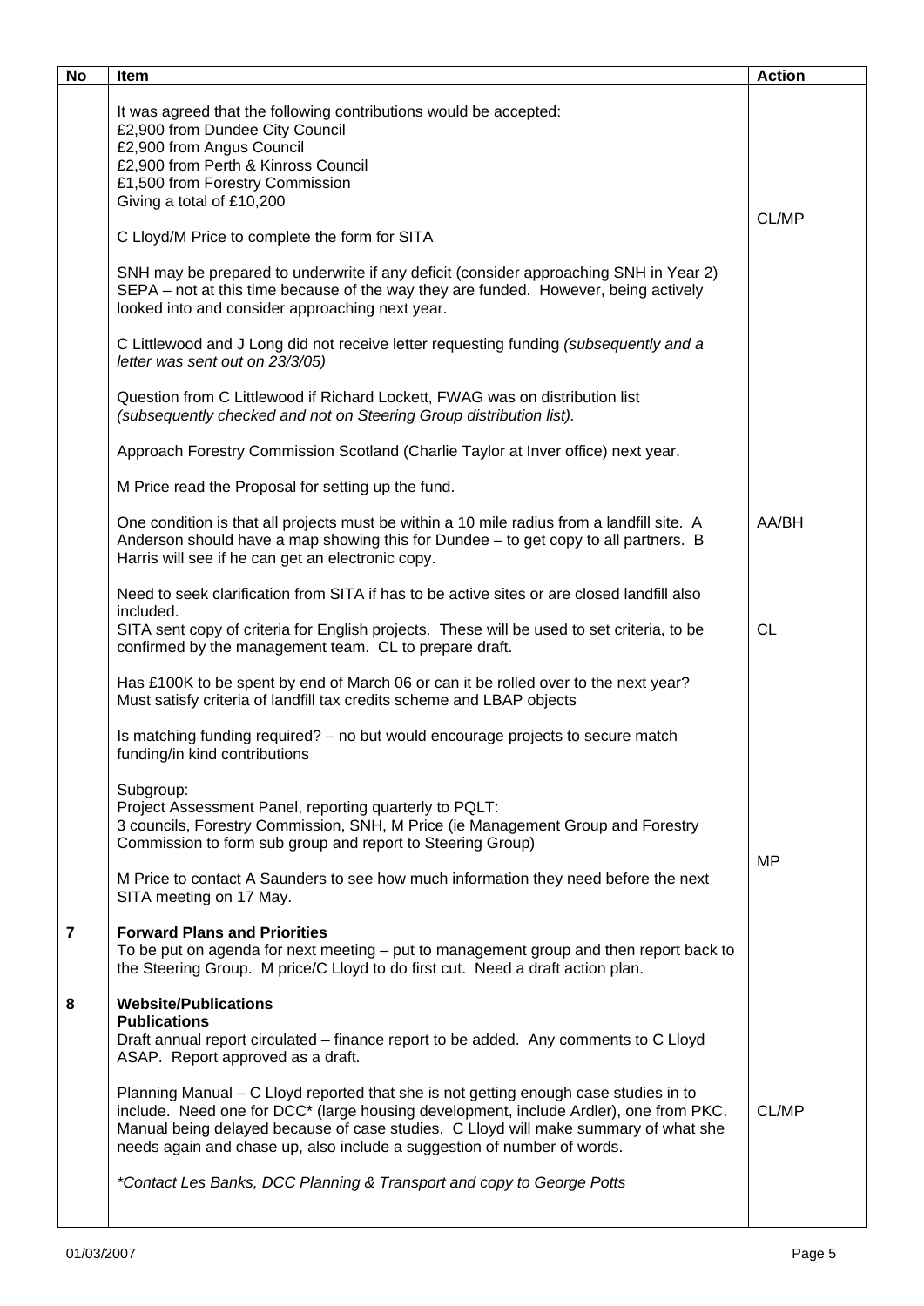| No | Item | Action |
|---|---|---|
| | It was agreed that the following contributions would be accepted:<br>£2,900 from Dundee City Council<br>£2,900 from Angus Council<br>£2,900 from Perth & Kinross Council<br>£1,500 from Forestry Commission<br>Giving a total of £10,200 | |
| | C Lloyd/M Price to complete the form for SITA | CL/MP |
| | SNH may be prepared to underwrite if any deficit (consider approaching SNH in Year 2)<br>SEPA – not at this time because of the way they are funded. However, being actively looked into and consider approaching next year. | |
| | C Littlewood and J Long did not receive letter requesting funding *(subsequently and a letter was sent out on 23/3/05)* | |
| | Question from C Littlewood if Richard Lockett, FWAG was on distribution list *(subsequently checked and not on Steering Group distribution list).* | |
| | Approach Forestry Commission Scotland (Charlie Taylor at Inver office) next year. | |
| | M Price read the Proposal for setting up the fund. | |
| | One condition is that all projects must be within a 10 mile radius from a landfill site. A Anderson should have a map showing this for Dundee – to get copy to all partners. B Harris will see if he can get an electronic copy. | AA/BH |
| | Need to seek clarification from SITA if has to be active sites or are closed landfill also included.<br>SITA sent copy of criteria for English projects. These will be used to set criteria, to be confirmed by the management team. CL to prepare draft. | CL |
| | Has £100K to be spent by end of March 06 or can it be rolled over to the next year?<br>Must satisfy criteria of landfill tax credits scheme and LBAP objects | |
| | Is matching funding required? – no but would encourage projects to secure match funding/in kind contributions | |
| | Subgroup:<br>Project Assessment Panel, reporting quarterly to PQLT:<br>3 councils, Forestry Commission, SNH, M Price (ie Management Group and Forestry Commission to form sub group and report to Steering Group) | |
| | M Price to contact A Saunders to see how much information they need before the next SITA meeting on 17 May. | MP |
| **7** | **Forward Plans and Priorities**<br>To be put on agenda for next meeting – put to management group and then report back to the Steering Group. M price/C Lloyd to do first cut. Need a draft action plan. | |
| **8** | **Website/Publications**<br>**Publications**<br>Draft annual report circulated – finance report to be added. Any comments to C Lloyd ASAP. Report approved as a draft. | |
| | Planning Manual – C Lloyd reported that she is not getting enough case studies in to include. Need one for DCC* (large housing development, include Ardler), one from PKC. Manual being delayed because of case studies. C Lloyd will make summary of what she needs again and chase up, also include a suggestion of number of words. | CL/MP |
| | *\*Contact Les Banks, DCC Planning & Transport and copy to George Potts* | |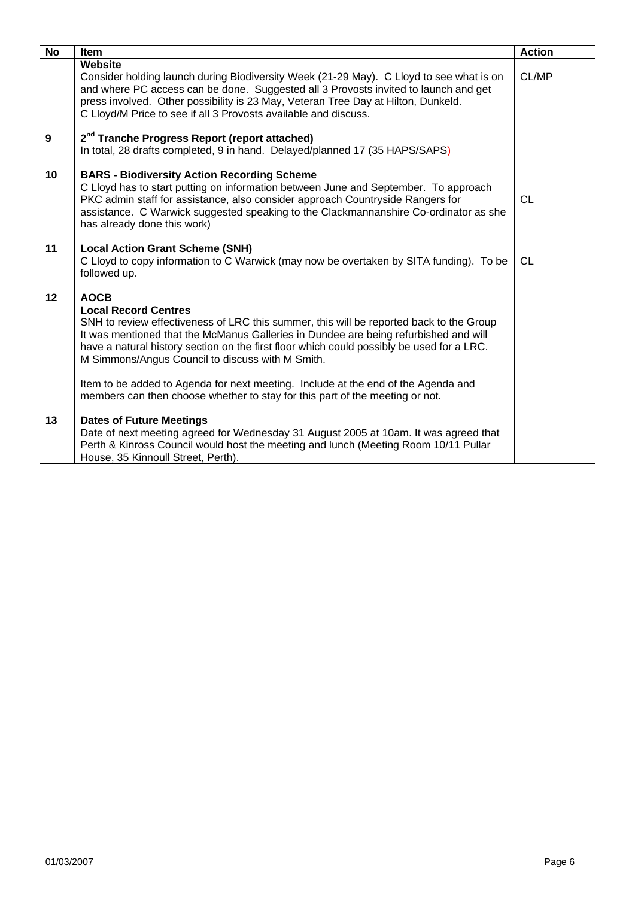| No | Item | Action |
|---|---|---|
| | **Website**<br>Consider holding launch during Biodiversity Week (21-29 May). C Lloyd to see what is on and where PC access can be done. Suggested all 3 Provosts invited to launch and get press involved. Other possibility is 23 May, Veteran Tree Day at Hilton, Dunkeld.<br>C Lloyd/M Price to see if all 3 Provosts available and discuss. | CL/MP |
| 9 | **2nd Tranche Progress Report (report attached)**<br>In total, 28 drafts completed, 9 in hand. Delayed/planned 17 (35 HAPS/SAPS) | |
| 10 | **BARS - Biodiversity Action Recording Scheme**<br>C Lloyd has to start putting on information between June and September. To approach PKC admin staff for assistance, also consider approach Countryside Rangers for assistance. C Warwick suggested speaking to the Clackmannanshire Co-ordinator as she has already done this work) | CL |
| 11 | **Local Action Grant Scheme (SNH)**<br>C Lloyd to copy information to C Warwick (may now be overtaken by SITA funding). To be followed up. | CL |
| 12 | **AOCB**<br>**Local Record Centres**<br>SNH to review effectiveness of LRC this summer, this will be reported back to the Group It was mentioned that the McManus Galleries in Dundee are being refurbished and will have a natural history section on the first floor which could possibly be used for a LRC. M Simmons/Angus Council to discuss with M Smith.<br><br>Item to be added to Agenda for next meeting. Include at the end of the Agenda and members can then choose whether to stay for this part of the meeting or not. | |
| 13 | **Dates of Future Meetings**<br>Date of next meeting agreed for Wednesday 31 August 2005 at 10am. It was agreed that Perth & Kinross Council would host the meeting and lunch (Meeting Room 10/11 Pullar House, 35 Kinnoull Street, Perth). | |